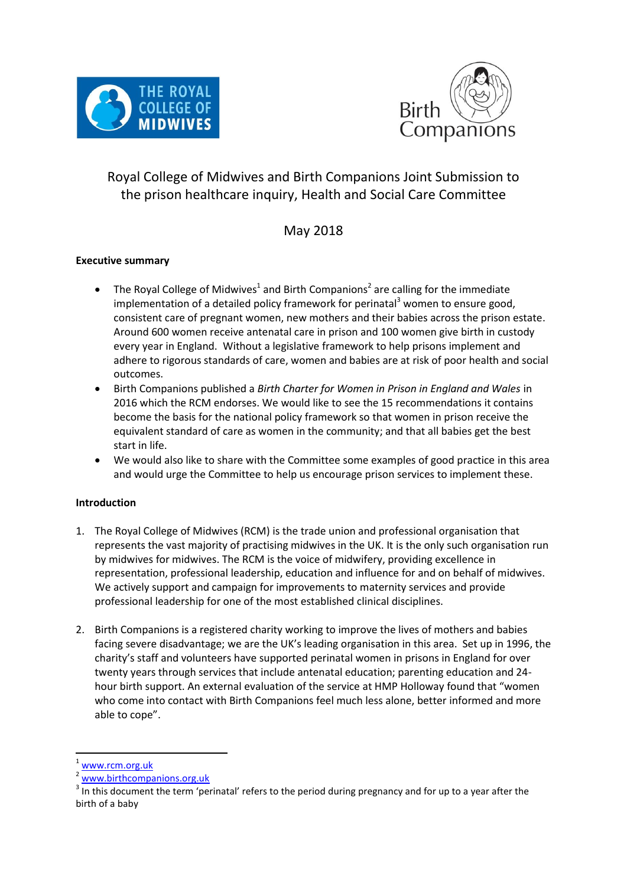# Royal College of Midwives and Birth Companions Joint Submission to the prison healthcare inquiry, Health and Social Care Committee

May 2018

**Executive summary**

- The Royal College of Midwives[1] and Birth Companions[2] are calling for the immediate implementation of a detailed policy framework for perinatal[3] women to ensure good, consistent care of pregnant women, new mothers and their babies across the prison estate. Around 600 women receive antenatal care in prison and 100 women give birth in custody every year in England. Without a legislative framework to help prisons implement and adhere to rigorous standards of care, women and babies are at risk of poor health and social outcomes.
- Birth Companions published a *Birth Charter for Women in Prison in England and Wales* in 2016 which the RCM endorses. We would like to see the 15 recommendations it contains become the basis for the national policy framework so that women in prison receive the equivalent standard of care as women in the community; and that all babies get the best start in life.
- We would also like to share with the Committee some examples of good practice in this area and would urge the Committee to help us encourage prison services to implement these.

**Introduction**

1. The Royal College of Midwives (RCM) is the trade union and professional organisation that represents the vast majority of practising midwives in the UK. It is the only such organisation run by midwives for midwives. The RCM is the voice of midwifery, providing excellence in representation, professional leadership, education and influence for and on behalf of midwives. We actively support and campaign for improvements to maternity services and provide professional leadership for one of the most established clinical disciplines.

2. Birth Companions is a registered charity working to improve the lives of mothers and babies facing severe disadvantage; we are the UK's leading organisation in this area. Set up in 1996, the charity's staff and volunteers have supported perinatal women in prisons in England for over twenty years through services that include antenatal education; parenting education and 24-hour birth support. An external evaluation of the service at HMP Holloway found that "women who come into contact with Birth Companions feel much less alone, better informed and more able to cope".

---

[1] www.rcm.org.uk

[2] www.birthcompanions.org.uk

[3] In this document the term 'perinatal' refers to the period during pregnancy and for up to a year after the birth of a baby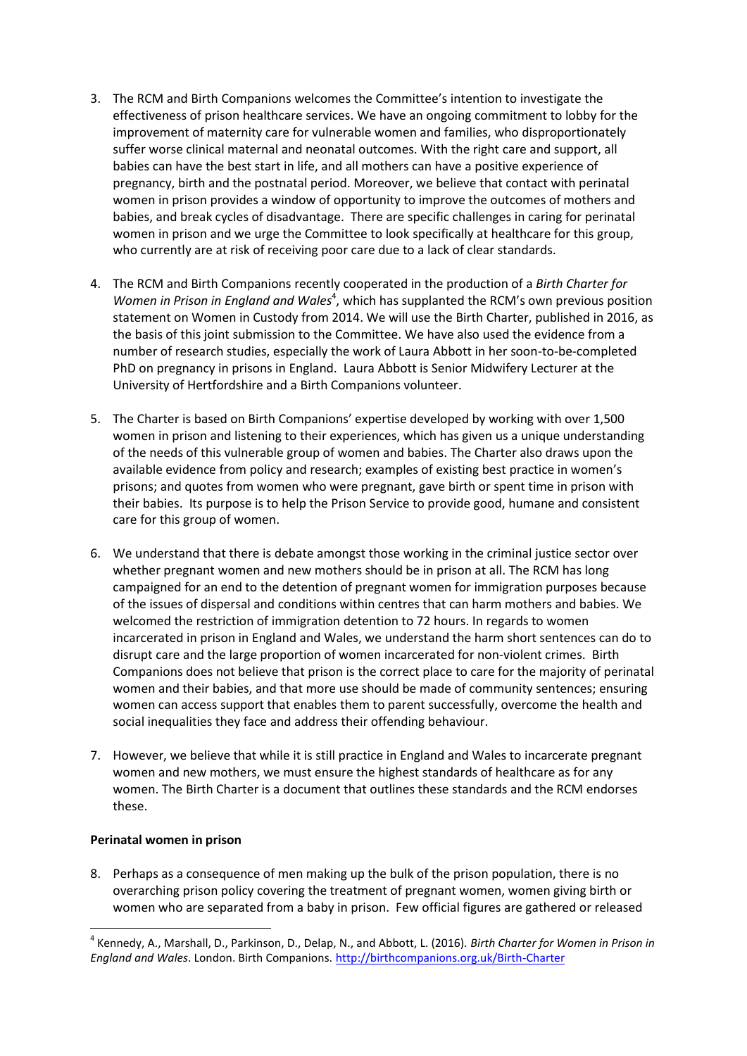3. The RCM and Birth Companions welcomes the Committee's intention to investigate the effectiveness of prison healthcare services. We have an ongoing commitment to lobby for the improvement of maternity care for vulnerable women and families, who disproportionately suffer worse clinical maternal and neonatal outcomes. With the right care and support, all babies can have the best start in life, and all mothers can have a positive experience of pregnancy, birth and the postnatal period. Moreover, we believe that contact with perinatal women in prison provides a window of opportunity to improve the outcomes of mothers and babies, and break cycles of disadvantage. There are specific challenges in caring for perinatal women in prison and we urge the Committee to look specifically at healthcare for this group, who currently are at risk of receiving poor care due to a lack of clear standards.

4. The RCM and Birth Companions recently cooperated in the production of a *Birth Charter for Women in Prison in England and Wales*[4], which has supplanted the RCM's own previous position statement on Women in Custody from 2014. We will use the Birth Charter, published in 2016, as the basis of this joint submission to the Committee. We have also used the evidence from a number of research studies, especially the work of Laura Abbott in her soon-to-be-completed PhD on pregnancy in prisons in England. Laura Abbott is Senior Midwifery Lecturer at the University of Hertfordshire and a Birth Companions volunteer.

5. The Charter is based on Birth Companions' expertise developed by working with over 1,500 women in prison and listening to their experiences, which has given us a unique understanding of the needs of this vulnerable group of women and babies. The Charter also draws upon the available evidence from policy and research; examples of existing best practice in women's prisons; and quotes from women who were pregnant, gave birth or spent time in prison with their babies. Its purpose is to help the Prison Service to provide good, humane and consistent care for this group of women.

6. We understand that there is debate amongst those working in the criminal justice sector over whether pregnant women and new mothers should be in prison at all. The RCM has long campaigned for an end to the detention of pregnant women for immigration purposes because of the issues of dispersal and conditions within centres that can harm mothers and babies. We welcomed the restriction of immigration detention to 72 hours. In regards to women incarcerated in prison in England and Wales, we understand the harm short sentences can do to disrupt care and the large proportion of women incarcerated for non-violent crimes. Birth Companions does not believe that prison is the correct place to care for the majority of perinatal women and their babies, and that more use should be made of community sentences; ensuring women can access support that enables them to parent successfully, overcome the health and social inequalities they face and address their offending behaviour.

7. However, we believe that while it is still practice in England and Wales to incarcerate pregnant women and new mothers, we must ensure the highest standards of healthcare as for any women. The Birth Charter is a document that outlines these standards and the RCM endorses these.

**Perinatal women in prison**

8. Perhaps as a consequence of men making up the bulk of the prison population, there is no overarching prison policy covering the treatment of pregnant women, women giving birth or women who are separated from a baby in prison. Few official figures are gathered or released

---

[4] Kennedy, A., Marshall, D., Parkinson, D., Delap, N., and Abbott, L. (2016). *Birth Charter for Women in Prison in England and Wales*. London. Birth Companions. http://birthcompanions.org.uk/Birth-Charter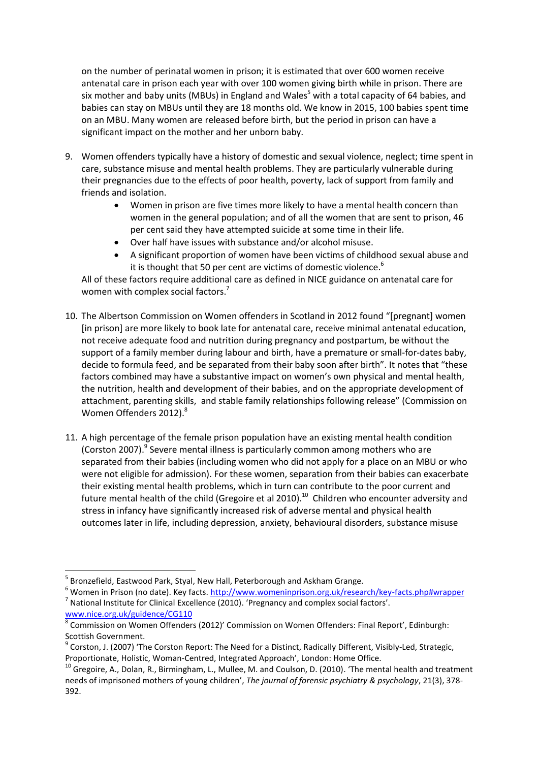on the number of perinatal women in prison; it is estimated that over 600 women receive antenatal care in prison each year with over 100 women giving birth while in prison. There are six mother and baby units (MBUs) in England and Wales[5] with a total capacity of 64 babies, and babies can stay on MBUs until they are 18 months old. We know in 2015, 100 babies spent time on an MBU. Many women are released before birth, but the period in prison can have a significant impact on the mother and her unborn baby.

9. Women offenders typically have a history of domestic and sexual violence, neglect; time spent in care, substance misuse and mental health problems. They are particularly vulnerable during their pregnancies due to the effects of poor health, poverty, lack of support from family and friends and isolation.
   - Women in prison are five times more likely to have a mental health concern than women in the general population; and of all the women that are sent to prison, 46 per cent said they have attempted suicide at some time in their life.
   - Over half have issues with substance and/or alcohol misuse.
   - A significant proportion of women have been victims of childhood sexual abuse and it is thought that 50 per cent are victims of domestic violence.[6]

   All of these factors require additional care as defined in NICE guidance on antenatal care for women with complex social factors.[7]

10. The Albertson Commission on Women offenders in Scotland in 2012 found "[pregnant] women [in prison] are more likely to book late for antenatal care, receive minimal antenatal education, not receive adequate food and nutrition during pregnancy and postpartum, be without the support of a family member during labour and birth, have a premature or small-for-dates baby, decide to formula feed, and be separated from their baby soon after birth". It notes that "these factors combined may have a substantive impact on women's own physical and mental health, the nutrition, health and development of their babies, and on the appropriate development of attachment, parenting skills, and stable family relationships following release" (Commission on Women Offenders 2012).[8]

11. A high percentage of the female prison population have an existing mental health condition (Corston 2007).[9] Severe mental illness is particularly common among mothers who are separated from their babies (including women who did not apply for a place on an MBU or who were not eligible for admission). For these women, separation from their babies can exacerbate their existing mental health problems, which in turn can contribute to the poor current and future mental health of the child (Gregoire et al 2010).[10] Children who encounter adversity and stress in infancy have significantly increased risk of adverse mental and physical health outcomes later in life, including depression, anxiety, behavioural disorders, substance misuse

---

[5] Bronzefield, Eastwood Park, Styal, New Hall, Peterborough and Askham Grange.

[6] Women in Prison (no date). Key facts. http://www.womeninprison.org.uk/research/key-facts.php#wrapper

[7] National Institute for Clinical Excellence (2010). 'Pregnancy and complex social factors'. www.nice.org.uk/guidance/CG110

[8] Commission on Women Offenders (2012)' Commission on Women Offenders: Final Report', Edinburgh: Scottish Government.

[9] Corston, J. (2007) 'The Corston Report: The Need for a Distinct, Radically Different, Visibly-Led, Strategic, Proportionate, Holistic, Woman-Centred, Integrated Approach', London: Home Office.

[10] Gregoire, A., Dolan, R., Birmingham, L., Mullee, M. and Coulson, D. (2010). 'The mental health and treatment needs of imprisoned mothers of young children', *The journal of forensic psychiatry & psychology*, 21(3), 378-392.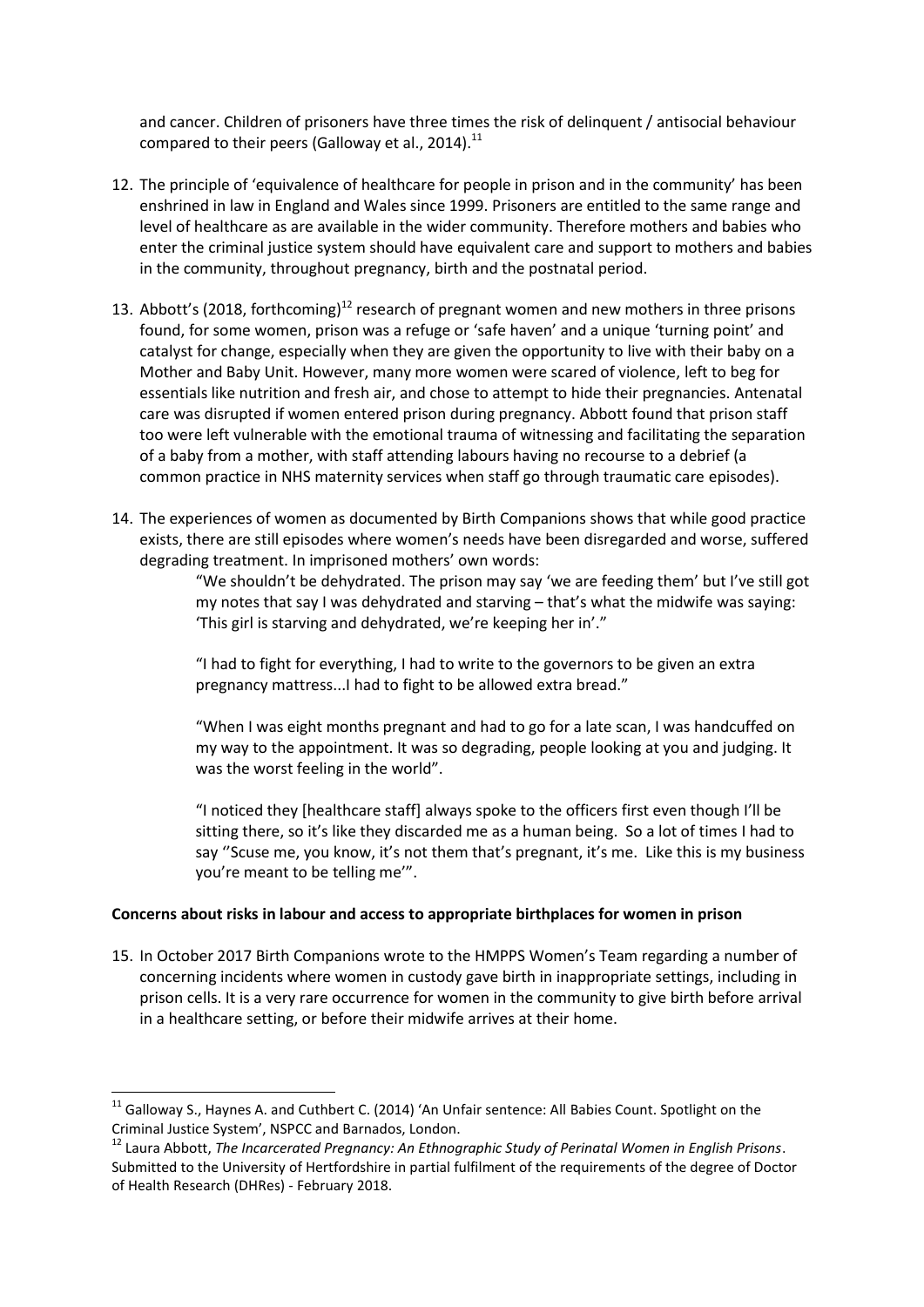and cancer. Children of prisoners have three times the risk of delinquent / antisocial behaviour compared to their peers (Galloway et al., 2014).[11]

12. The principle of 'equivalence of healthcare for people in prison and in the community' has been enshrined in law in England and Wales since 1999. Prisoners are entitled to the same range and level of healthcare as are available in the wider community. Therefore mothers and babies who enter the criminal justice system should have equivalent care and support to mothers and babies in the community, throughout pregnancy, birth and the postnatal period.

13. Abbott's (2018, forthcoming)[12] research of pregnant women and new mothers in three prisons found, for some women, prison was a refuge or 'safe haven' and a unique 'turning point' and catalyst for change, especially when they are given the opportunity to live with their baby on a Mother and Baby Unit. However, many more women were scared of violence, left to beg for essentials like nutrition and fresh air, and chose to attempt to hide their pregnancies. Antenatal care was disrupted if women entered prison during pregnancy. Abbott found that prison staff too were left vulnerable with the emotional trauma of witnessing and facilitating the separation of a baby from a mother, with staff attending labours having no recourse to a debrief (a common practice in NHS maternity services when staff go through traumatic care episodes).

14. The experiences of women as documented by Birth Companions shows that while good practice exists, there are still episodes where women's needs have been disregarded and worse, suffered degrading treatment. In imprisoned mothers' own words:

    > "We shouldn't be dehydrated. The prison may say 'we are feeding them' but I've still got my notes that say I was dehydrated and starving – that's what the midwife was saying: 'This girl is starving and dehydrated, we're keeping her in'."
    >
    > "I had to fight for everything, I had to write to the governors to be given an extra pregnancy mattress...I had to fight to be allowed extra bread."
    >
    > "When I was eight months pregnant and had to go for a late scan, I was handcuffed on my way to the appointment. It was so degrading, people looking at you and judging. It was the worst feeling in the world".
    >
    > "I noticed they [healthcare staff] always spoke to the officers first even though I'll be sitting there, so it's like they discarded me as a human being. So a lot of times I had to say ''Scuse me, you know, it's not them that's pregnant, it's me. Like this is my business you're meant to be telling me'".

**Concerns about risks in labour and access to appropriate birthplaces for women in prison**

15. In October 2017 Birth Companions wrote to the HMPPS Women's Team regarding a number of concerning incidents where women in custody gave birth in inappropriate settings, including in prison cells. It is a very rare occurrence for women in the community to give birth before arrival in a healthcare setting, or before their midwife arrives at their home.

---

[11] Galloway S., Haynes A. and Cuthbert C. (2014) 'An Unfair sentence: All Babies Count. Spotlight on the Criminal Justice System', NSPCC and Barnados, London.

[12] Laura Abbott, *The Incarcerated Pregnancy: An Ethnographic Study of Perinatal Women in English Prisons*. Submitted to the University of Hertfordshire in partial fulfilment of the requirements of the degree of Doctor of Health Research (DHRes) - February 2018.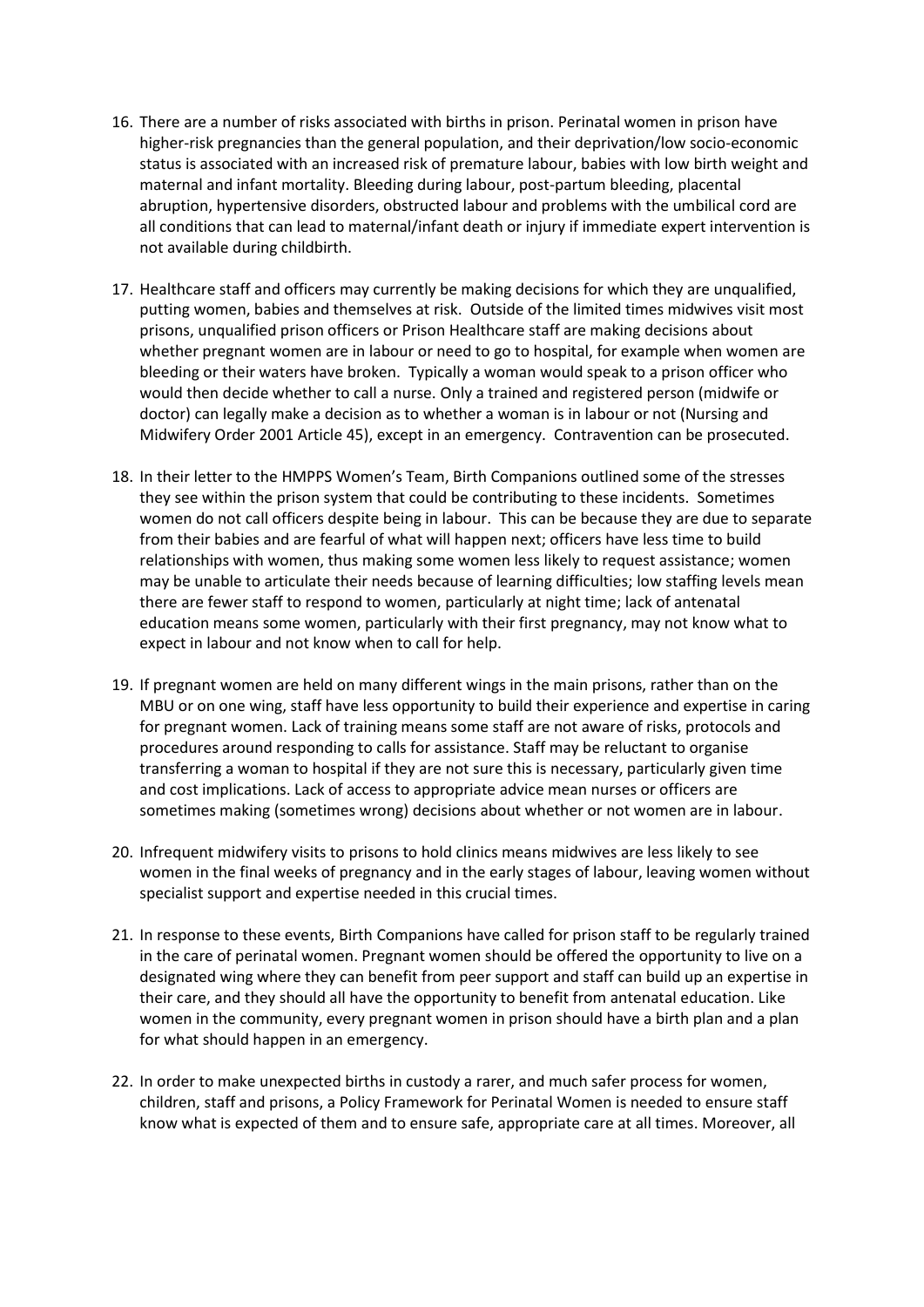16. There are a number of risks associated with births in prison. Perinatal women in prison have higher-risk pregnancies than the general population, and their deprivation/low socio-economic status is associated with an increased risk of premature labour, babies with low birth weight and maternal and infant mortality. Bleeding during labour, post-partum bleeding, placental abruption, hypertensive disorders, obstructed labour and problems with the umbilical cord are all conditions that can lead to maternal/infant death or injury if immediate expert intervention is not available during childbirth.

17. Healthcare staff and officers may currently be making decisions for which they are unqualified, putting women, babies and themselves at risk. Outside of the limited times midwives visit most prisons, unqualified prison officers or Prison Healthcare staff are making decisions about whether pregnant women are in labour or need to go to hospital, for example when women are bleeding or their waters have broken. Typically a woman would speak to a prison officer who would then decide whether to call a nurse. Only a trained and registered person (midwife or doctor) can legally make a decision as to whether a woman is in labour or not (Nursing and Midwifery Order 2001 Article 45), except in an emergency. Contravention can be prosecuted.

18. In their letter to the HMPPS Women's Team, Birth Companions outlined some of the stresses they see within the prison system that could be contributing to these incidents. Sometimes women do not call officers despite being in labour. This can be because they are due to separate from their babies and are fearful of what will happen next; officers have less time to build relationships with women, thus making some women less likely to request assistance; women may be unable to articulate their needs because of learning difficulties; low staffing levels mean there are fewer staff to respond to women, particularly at night time; lack of antenatal education means some women, particularly with their first pregnancy, may not know what to expect in labour and not know when to call for help.

19. If pregnant women are held on many different wings in the main prisons, rather than on the MBU or on one wing, staff have less opportunity to build their experience and expertise in caring for pregnant women. Lack of training means some staff are not aware of risks, protocols and procedures around responding to calls for assistance. Staff may be reluctant to organise transferring a woman to hospital if they are not sure this is necessary, particularly given time and cost implications. Lack of access to appropriate advice mean nurses or officers are sometimes making (sometimes wrong) decisions about whether or not women are in labour.

20. Infrequent midwifery visits to prisons to hold clinics means midwives are less likely to see women in the final weeks of pregnancy and in the early stages of labour, leaving women without specialist support and expertise needed in this crucial times.

21. In response to these events, Birth Companions have called for prison staff to be regularly trained in the care of perinatal women. Pregnant women should be offered the opportunity to live on a designated wing where they can benefit from peer support and staff can build up an expertise in their care, and they should all have the opportunity to benefit from antenatal education. Like women in the community, every pregnant women in prison should have a birth plan and a plan for what should happen in an emergency.

22. In order to make unexpected births in custody a rarer, and much safer process for women, children, staff and prisons, a Policy Framework for Perinatal Women is needed to ensure staff know what is expected of them and to ensure safe, appropriate care at all times. Moreover, all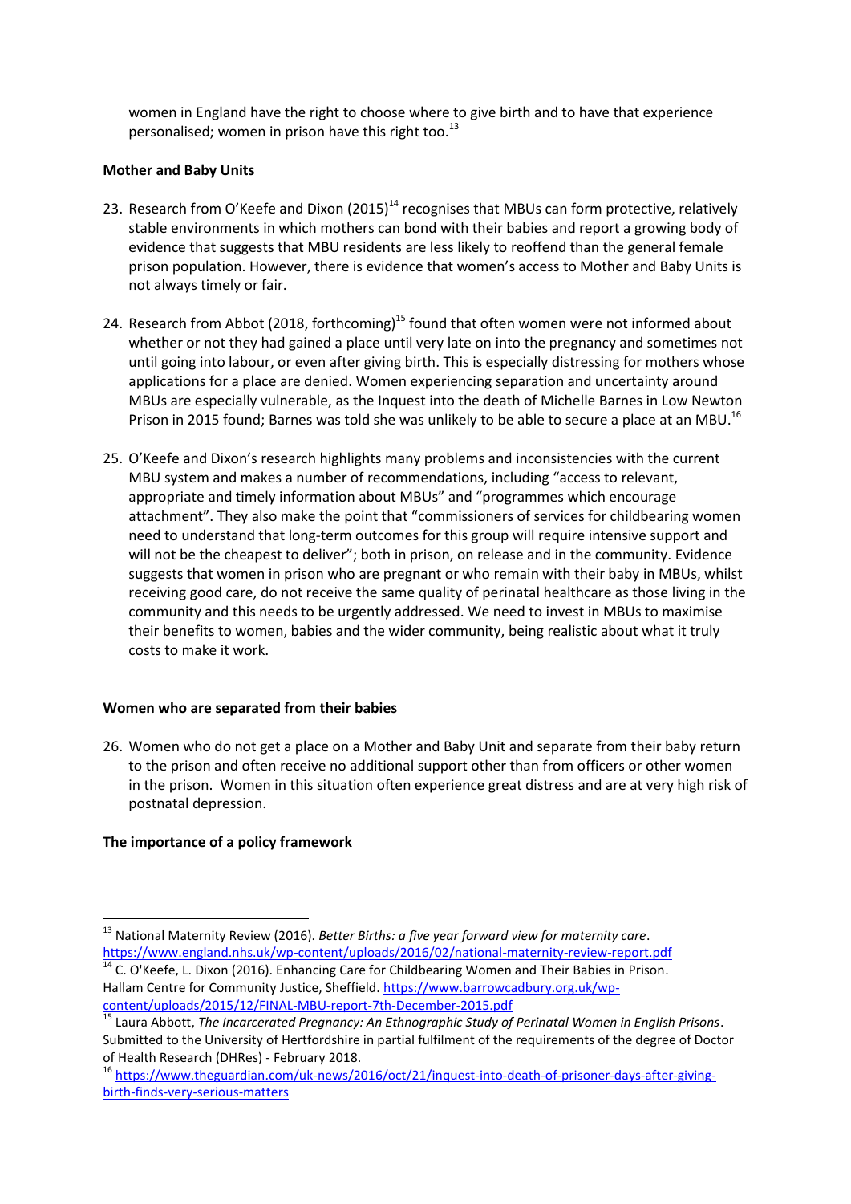women in England have the right to choose where to give birth and to have that experience personalised; women in prison have this right too.[13]

**Mother and Baby Units**

23. Research from O'Keefe and Dixon (2015)[14] recognises that MBUs can form protective, relatively stable environments in which mothers can bond with their babies and report a growing body of evidence that suggests that MBU residents are less likely to reoffend than the general female prison population. However, there is evidence that women's access to Mother and Baby Units is not always timely or fair.

24. Research from Abbot (2018, forthcoming)[15] found that often women were not informed about whether or not they had gained a place until very late on into the pregnancy and sometimes not until going into labour, or even after giving birth. This is especially distressing for mothers whose applications for a place are denied. Women experiencing separation and uncertainty around MBUs are especially vulnerable, as the Inquest into the death of Michelle Barnes in Low Newton Prison in 2015 found; Barnes was told she was unlikely to be able to secure a place at an MBU.[16]

25. O'Keefe and Dixon's research highlights many problems and inconsistencies with the current MBU system and makes a number of recommendations, including "access to relevant, appropriate and timely information about MBUs" and "programmes which encourage attachment". They also make the point that "commissioners of services for childbearing women need to understand that long-term outcomes for this group will require intensive support and will not be the cheapest to deliver"; both in prison, on release and in the community. Evidence suggests that women in prison who are pregnant or who remain with their baby in MBUs, whilst receiving good care, do not receive the same quality of perinatal healthcare as those living in the community and this needs to be urgently addressed. We need to invest in MBUs to maximise their benefits to women, babies and the wider community, being realistic about what it truly costs to make it work.

**Women who are separated from their babies**

26. Women who do not get a place on a Mother and Baby Unit and separate from their baby return to the prison and often receive no additional support other than from officers or other women in the prison. Women in this situation often experience great distress and are at very high risk of postnatal depression.

**The importance of a policy framework**

---

[13] National Maternity Review (2016). *Better Births: a five year forward view for maternity care*. https://www.england.nhs.uk/wp-content/uploads/2016/02/national-maternity-review-report.pdf

[14] C. O'Keefe, L. Dixon (2016). Enhancing Care for Childbearing Women and Their Babies in Prison. Hallam Centre for Community Justice, Sheffield. https://www.barrowcadbury.org.uk/wp-content/uploads/2015/12/FINAL-MBU-report-7th-December-2015.pdf

[15] Laura Abbott, *The Incarcerated Pregnancy: An Ethnographic Study of Perinatal Women in English Prisons*. Submitted to the University of Hertfordshire in partial fulfilment of the requirements of the degree of Doctor of Health Research (DHRes) - February 2018.

[16] https://www.theguardian.com/uk-news/2016/oct/21/inquest-into-death-of-prisoner-days-after-giving-birth-finds-very-serious-matters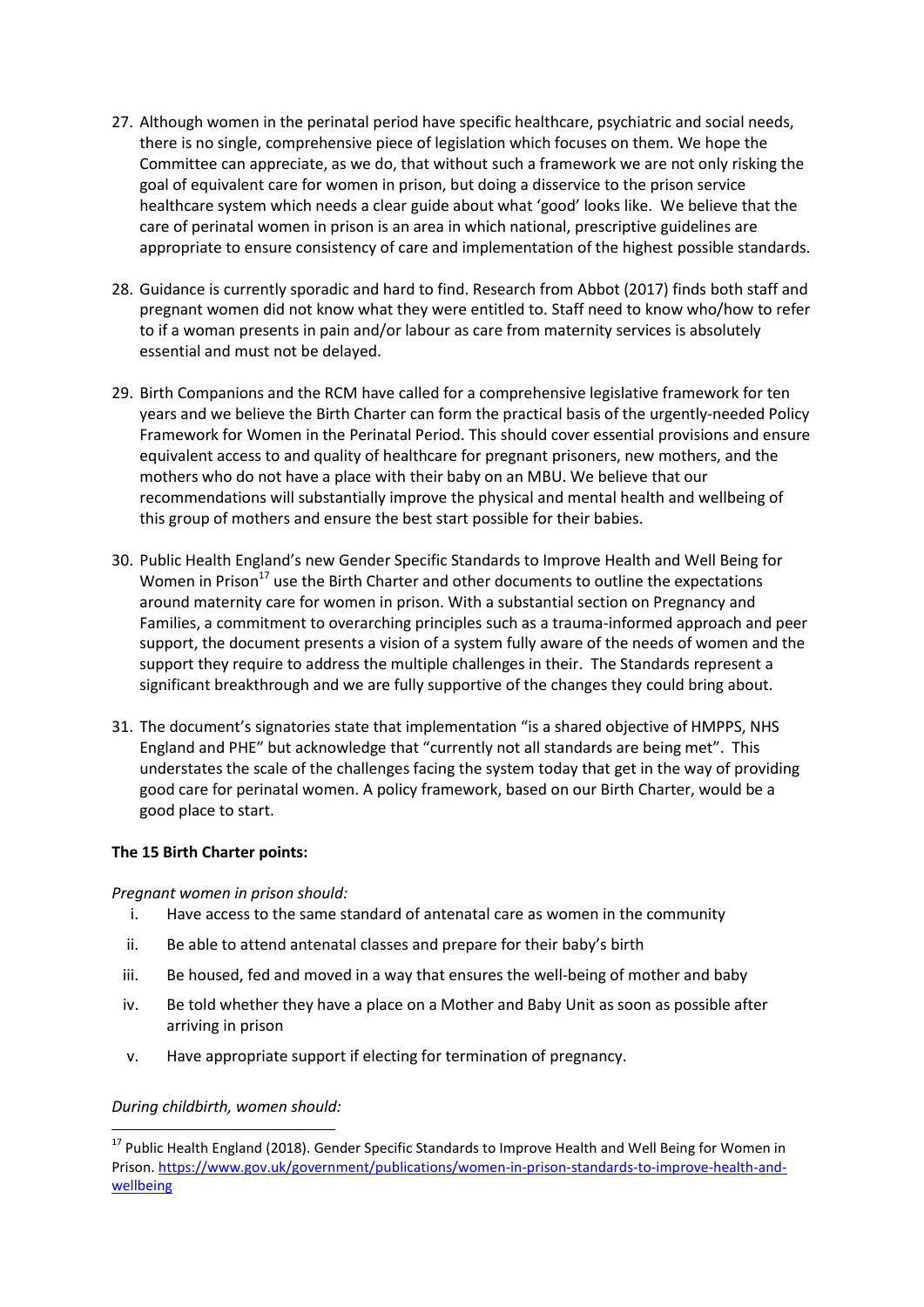27. Although women in the perinatal period have specific healthcare, psychiatric and social needs, there is no single, comprehensive piece of legislation which focuses on them. We hope the Committee can appreciate, as we do, that without such a framework we are not only risking the goal of equivalent care for women in prison, but doing a disservice to the prison service healthcare system which needs a clear guide about what 'good' looks like. We believe that the care of perinatal women in prison is an area in which national, prescriptive guidelines are appropriate to ensure consistency of care and implementation of the highest possible standards.

28. Guidance is currently sporadic and hard to find. Research from Abbot (2017) finds both staff and pregnant women did not know what they were entitled to. Staff need to know who/how to refer to if a woman presents in pain and/or labour as care from maternity services is absolutely essential and must not be delayed.

29. Birth Companions and the RCM have called for a comprehensive legislative framework for ten years and we believe the Birth Charter can form the practical basis of the urgently-needed Policy Framework for Women in the Perinatal Period. This should cover essential provisions and ensure equivalent access to and quality of healthcare for pregnant prisoners, new mothers, and the mothers who do not have a place with their baby on an MBU. We believe that our recommendations will substantially improve the physical and mental health and wellbeing of this group of mothers and ensure the best start possible for their babies.

30. Public Health England's new Gender Specific Standards to Improve Health and Well Being for Women in Prison[17] use the Birth Charter and other documents to outline the expectations around maternity care for women in prison. With a substantial section on Pregnancy and Families, a commitment to overarching principles such as a trauma-informed approach and peer support, the document presents a vision of a system fully aware of the needs of women and the support they require to address the multiple challenges in their. The Standards represent a significant breakthrough and we are fully supportive of the changes they could bring about.

31. The document's signatories state that implementation "is a shared objective of HMPPS, NHS England and PHE" but acknowledge that "currently not all standards are being met". This understates the scale of the challenges facing the system today that get in the way of providing good care for perinatal women. A policy framework, based on our Birth Charter, would be a good place to start.

**The 15 Birth Charter points:**

*Pregnant women in prison should:*

i. Have access to the same standard of antenatal care as women in the community
ii. Be able to attend antenatal classes and prepare for their baby's birth
iii. Be housed, fed and moved in a way that ensures the well-being of mother and baby
iv. Be told whether they have a place on a Mother and Baby Unit as soon as possible after arriving in prison
v. Have appropriate support if electing for termination of pregnancy.

*During childbirth, women should:*

[17] Public Health England (2018). Gender Specific Standards to Improve Health and Well Being for Women in Prison. https://www.gov.uk/government/publications/women-in-prison-standards-to-improve-health-and-wellbeing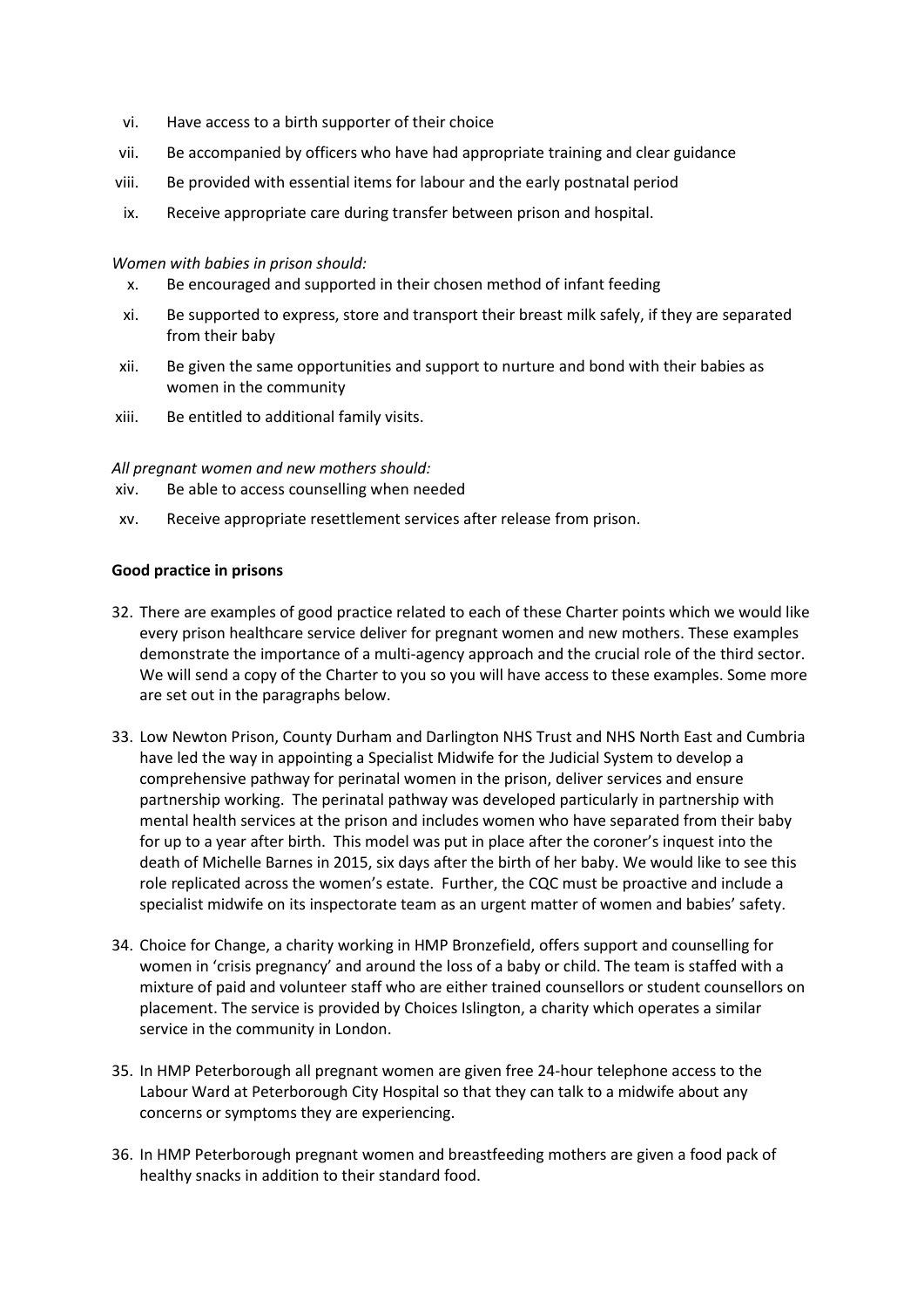vi. Have access to a birth supporter of their choice

vii. Be accompanied by officers who have had appropriate training and clear guidance

viii. Be provided with essential items for labour and the early postnatal period

ix. Receive appropriate care during transfer between prison and hospital.

*Women with babies in prison should:*

x. Be encouraged and supported in their chosen method of infant feeding

xi. Be supported to express, store and transport their breast milk safely, if they are separated from their baby

xii. Be given the same opportunities and support to nurture and bond with their babies as women in the community

xiii. Be entitled to additional family visits.

*All pregnant women and new mothers should:*

xiv. Be able to access counselling when needed

xv. Receive appropriate resettlement services after release from prison.

**Good practice in prisons**

32. There are examples of good practice related to each of these Charter points which we would like every prison healthcare service deliver for pregnant women and new mothers. These examples demonstrate the importance of a multi-agency approach and the crucial role of the third sector. We will send a copy of the Charter to you so you will have access to these examples. Some more are set out in the paragraphs below.

33. Low Newton Prison, County Durham and Darlington NHS Trust and NHS North East and Cumbria have led the way in appointing a Specialist Midwife for the Judicial System to develop a comprehensive pathway for perinatal women in the prison, deliver services and ensure partnership working. The perinatal pathway was developed particularly in partnership with mental health services at the prison and includes women who have separated from their baby for up to a year after birth. This model was put in place after the coroner's inquest into the death of Michelle Barnes in 2015, six days after the birth of her baby. We would like to see this role replicated across the women's estate. Further, the CQC must be proactive and include a specialist midwife on its inspectorate team as an urgent matter of women and babies' safety.

34. Choice for Change, a charity working in HMP Bronzefield, offers support and counselling for women in 'crisis pregnancy' and around the loss of a baby or child. The team is staffed with a mixture of paid and volunteer staff who are either trained counsellors or student counsellors on placement. The service is provided by Choices Islington, a charity which operates a similar service in the community in London.

35. In HMP Peterborough all pregnant women are given free 24-hour telephone access to the Labour Ward at Peterborough City Hospital so that they can talk to a midwife about any concerns or symptoms they are experiencing.

36. In HMP Peterborough pregnant women and breastfeeding mothers are given a food pack of healthy snacks in addition to their standard food.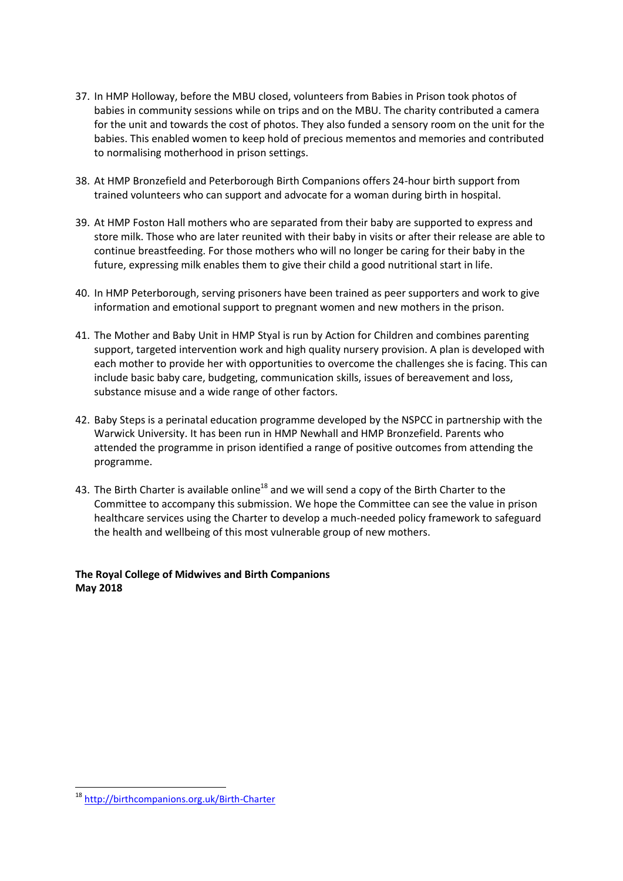37. In HMP Holloway, before the MBU closed, volunteers from Babies in Prison took photos of babies in community sessions while on trips and on the MBU. The charity contributed a camera for the unit and towards the cost of photos. They also funded a sensory room on the unit for the babies. This enabled women to keep hold of precious mementos and memories and contributed to normalising motherhood in prison settings.

38. At HMP Bronzefield and Peterborough Birth Companions offers 24-hour birth support from trained volunteers who can support and advocate for a woman during birth in hospital.

39. At HMP Foston Hall mothers who are separated from their baby are supported to express and store milk. Those who are later reunited with their baby in visits or after their release are able to continue breastfeeding. For those mothers who will no longer be caring for their baby in the future, expressing milk enables them to give their child a good nutritional start in life.

40. In HMP Peterborough, serving prisoners have been trained as peer supporters and work to give information and emotional support to pregnant women and new mothers in the prison.

41. The Mother and Baby Unit in HMP Styal is run by Action for Children and combines parenting support, targeted intervention work and high quality nursery provision. A plan is developed with each mother to provide her with opportunities to overcome the challenges she is facing. This can include basic baby care, budgeting, communication skills, issues of bereavement and loss, substance misuse and a wide range of other factors.

42. Baby Steps is a perinatal education programme developed by the NSPCC in partnership with the Warwick University. It has been run in HMP Newhall and HMP Bronzefield. Parents who attended the programme in prison identified a range of positive outcomes from attending the programme.

43. The Birth Charter is available online[18] and we will send a copy of the Birth Charter to the Committee to accompany this submission. We hope the Committee can see the value in prison healthcare services using the Charter to develop a much-needed policy framework to safeguard the health and wellbeing of this most vulnerable group of new mothers.

**The Royal College of Midwives and Birth Companions**
**May 2018**

[18] http://birthcompanions.org.uk/Birth-Charter